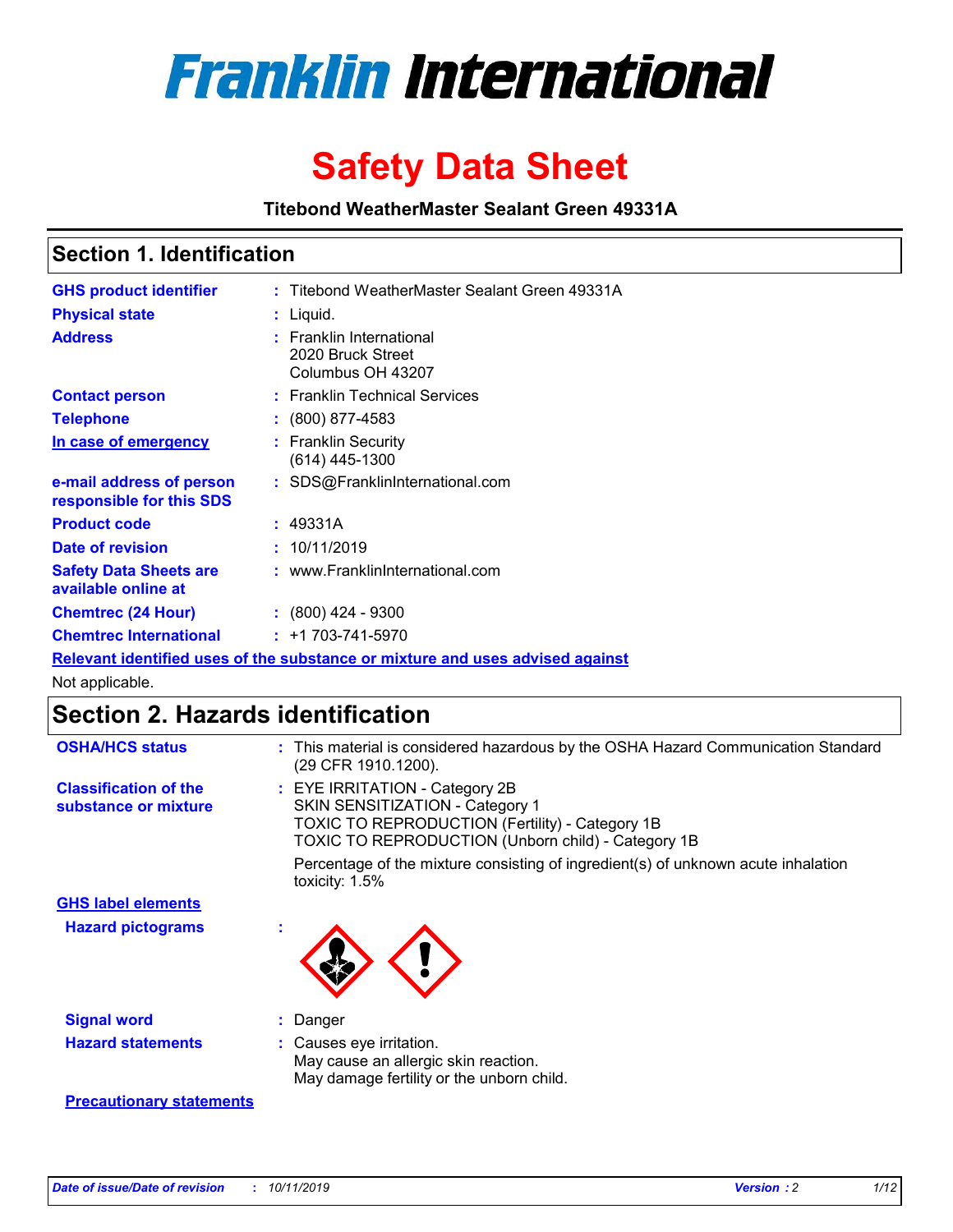# Franklin International

# Safety Data Sheet

**Titebond WeatherMaster Sealant Green 49331A**

## Section 1. Identification

| | |
|---|---|
| **GHS product identifier** | : Titebond WeatherMaster Sealant Green 49331A |
| **Physical state** | : Liquid. |
| **Address** | : Franklin International<br>2020 Bruck Street<br>Columbus OH 43207 |
| **Contact person** | : Franklin Technical Services |
| **Telephone** | : (800) 877-4583 |
| **In case of emergency** | : Franklin Security<br>(614) 445-1300 |
| **e-mail address of person responsible for this SDS** | : SDS@FranklinInternational.com |
| **Product code** | : 49331A |
| **Date of revision** | : 10/11/2019 |
| **Safety Data Sheets are available online at** | : www.FranklinInternational.com |
| **Chemtrec (24 Hour)** | : (800) 424 - 9300 |
| **Chemtrec International** | : +1 703-741-5970 |

**Relevant identified uses of the substance or mixture and uses advised against**

Not applicable.

## Section 2. Hazards identification

**OSHA/HCS status** : This material is considered hazardous by the OSHA Hazard Communication Standard (29 CFR 1910.1200).

**Classification of the substance or mixture** : EYE IRRITATION - Category 2B
SKIN SENSITIZATION - Category 1
TOXIC TO REPRODUCTION (Fertility) - Category 1B
TOXIC TO REPRODUCTION (Unborn child) - Category 1B

Percentage of the mixture consisting of ingredient(s) of unknown acute inhalation toxicity: 1.5%

**GHS label elements**

**Hazard pictograms** :

**Signal word** : Danger

**Hazard statements** : Causes eye irritation.
May cause an allergic skin reaction.
May damage fertility or the unborn child.

**Precautionary statements**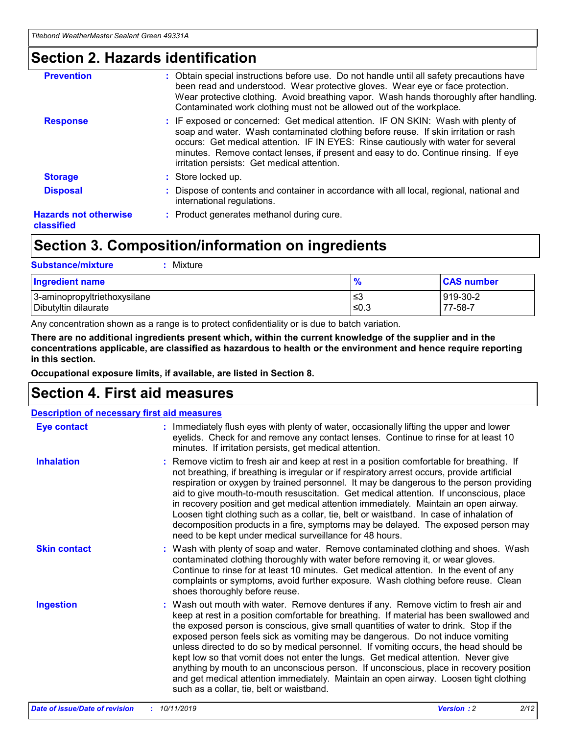# Section 2. Hazards identification

**Prevention** : Obtain special instructions before use. Do not handle until all safety precautions have been read and understood. Wear protective gloves. Wear eye or face protection. Wear protective clothing. Avoid breathing vapor. Wash hands thoroughly after handling. Contaminated work clothing must not be allowed out of the workplace.

**Response** : IF exposed or concerned: Get medical attention. IF ON SKIN: Wash with plenty of soap and water. Wash contaminated clothing before reuse. If skin irritation or rash occurs: Get medical attention. IF IN EYES: Rinse cautiously with water for several minutes. Remove contact lenses, if present and easy to do. Continue rinsing. If eye irritation persists: Get medical attention.

**Storage** : Store locked up.

**Disposal** : Dispose of contents and container in accordance with all local, regional, national and international regulations.

**Hazards not otherwise classified** : Product generates methanol during cure.

# Section 3. Composition/information on ingredients

**Substance/mixture** : Mixture

| Ingredient name | % | CAS number |
|---|---|---|
| 3-aminopropyltriethoxysilane | ≤3 | 919-30-2 |
| Dibutyltin dilaurate | ≤0.3 | 77-58-7 |

Any concentration shown as a range is to protect confidentiality or is due to batch variation.

**There are no additional ingredients present which, within the current knowledge of the supplier and in the concentrations applicable, are classified as hazardous to health or the environment and hence require reporting in this section.**

**Occupational exposure limits, if available, are listed in Section 8.**

# Section 4. First aid measures

## Description of necessary first aid measures

**Eye contact** : Immediately flush eyes with plenty of water, occasionally lifting the upper and lower eyelids. Check for and remove any contact lenses. Continue to rinse for at least 10 minutes. If irritation persists, get medical attention.

**Inhalation** : Remove victim to fresh air and keep at rest in a position comfortable for breathing. If not breathing, if breathing is irregular or if respiratory arrest occurs, provide artificial respiration or oxygen by trained personnel. It may be dangerous to the person providing aid to give mouth-to-mouth resuscitation. Get medical attention. If unconscious, place in recovery position and get medical attention immediately. Maintain an open airway. Loosen tight clothing such as a collar, tie, belt or waistband. In case of inhalation of decomposition products in a fire, symptoms may be delayed. The exposed person may need to be kept under medical surveillance for 48 hours.

**Skin contact** : Wash with plenty of soap and water. Remove contaminated clothing and shoes. Wash contaminated clothing thoroughly with water before removing it, or wear gloves. Continue to rinse for at least 10 minutes. Get medical attention. In the event of any complaints or symptoms, avoid further exposure. Wash clothing before reuse. Clean shoes thoroughly before reuse.

**Ingestion** : Wash out mouth with water. Remove dentures if any. Remove victim to fresh air and keep at rest in a position comfortable for breathing. If material has been swallowed and the exposed person is conscious, give small quantities of water to drink. Stop if the exposed person feels sick as vomiting may be dangerous. Do not induce vomiting unless directed to do so by medical personnel. If vomiting occurs, the head should be kept low so that vomit does not enter the lungs. Get medical attention. Never give anything by mouth to an unconscious person. If unconscious, place in recovery position and get medical attention immediately. Maintain an open airway. Loosen tight clothing such as a collar, tie, belt or waistband.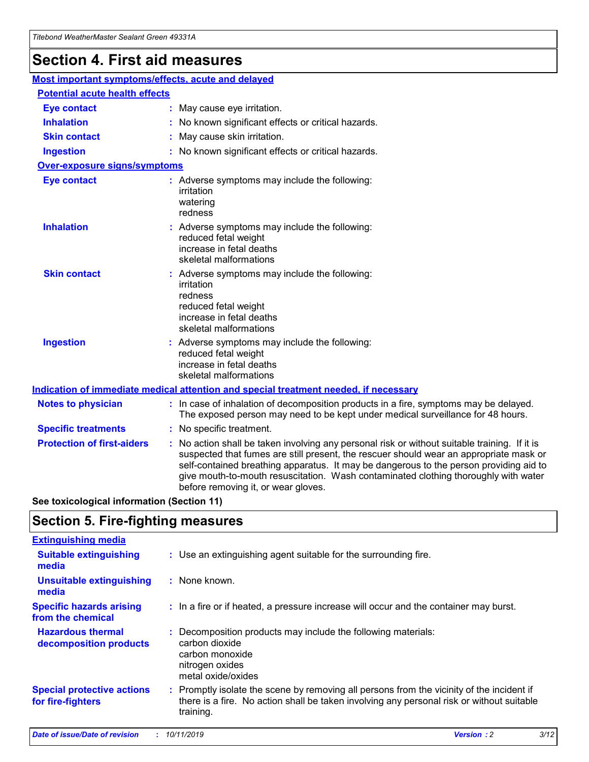# Section 4. First aid measures

## Most important symptoms/effects, acute and delayed

### Potential acute health effects

| | |
|---|---|
| **Eye contact** | : May cause eye irritation. |
| **Inhalation** | : No known significant effects or critical hazards. |
| **Skin contact** | : May cause skin irritation. |
| **Ingestion** | : No known significant effects or critical hazards. |

### Over-exposure signs/symptoms

| | |
|---|---|
| **Eye contact** | : Adverse symptoms may include the following:<br>irritation<br>watering<br>redness |
| **Inhalation** | : Adverse symptoms may include the following:<br>reduced fetal weight<br>increase in fetal deaths<br>skeletal malformations |
| **Skin contact** | : Adverse symptoms may include the following:<br>irritation<br>redness<br>reduced fetal weight<br>increase in fetal deaths<br>skeletal malformations |
| **Ingestion** | : Adverse symptoms may include the following:<br>reduced fetal weight<br>increase in fetal deaths<br>skeletal malformations |

## Indication of immediate medical attention and special treatment needed, if necessary

| | |
|---|---|
| **Notes to physician** | : In case of inhalation of decomposition products in a fire, symptoms may be delayed. The exposed person may need to be kept under medical surveillance for 48 hours. |
| **Specific treatments** | : No specific treatment. |
| **Protection of first-aiders** | : No action shall be taken involving any personal risk or without suitable training. If it is suspected that fumes are still present, the rescuer should wear an appropriate mask or self-contained breathing apparatus. It may be dangerous to the person providing aid to give mouth-to-mouth resuscitation. Wash contaminated clothing thoroughly with water before removing it, or wear gloves. |

**See toxicological information (Section 11)**

# Section 5. Fire-fighting measures

## Extinguishing media

| | |
|---|---|
| **Suitable extinguishing media** | : Use an extinguishing agent suitable for the surrounding fire. |
| **Unsuitable extinguishing media** | : None known. |
| **Specific hazards arising from the chemical** | : In a fire or if heated, a pressure increase will occur and the container may burst. |
| **Hazardous thermal decomposition products** | : Decomposition products may include the following materials:<br>carbon dioxide<br>carbon monoxide<br>nitrogen oxides<br>metal oxide/oxides |
| **Special protective actions for fire-fighters** | : Promptly isolate the scene by removing all persons from the vicinity of the incident if there is a fire. No action shall be taken involving any personal risk or without suitable training. |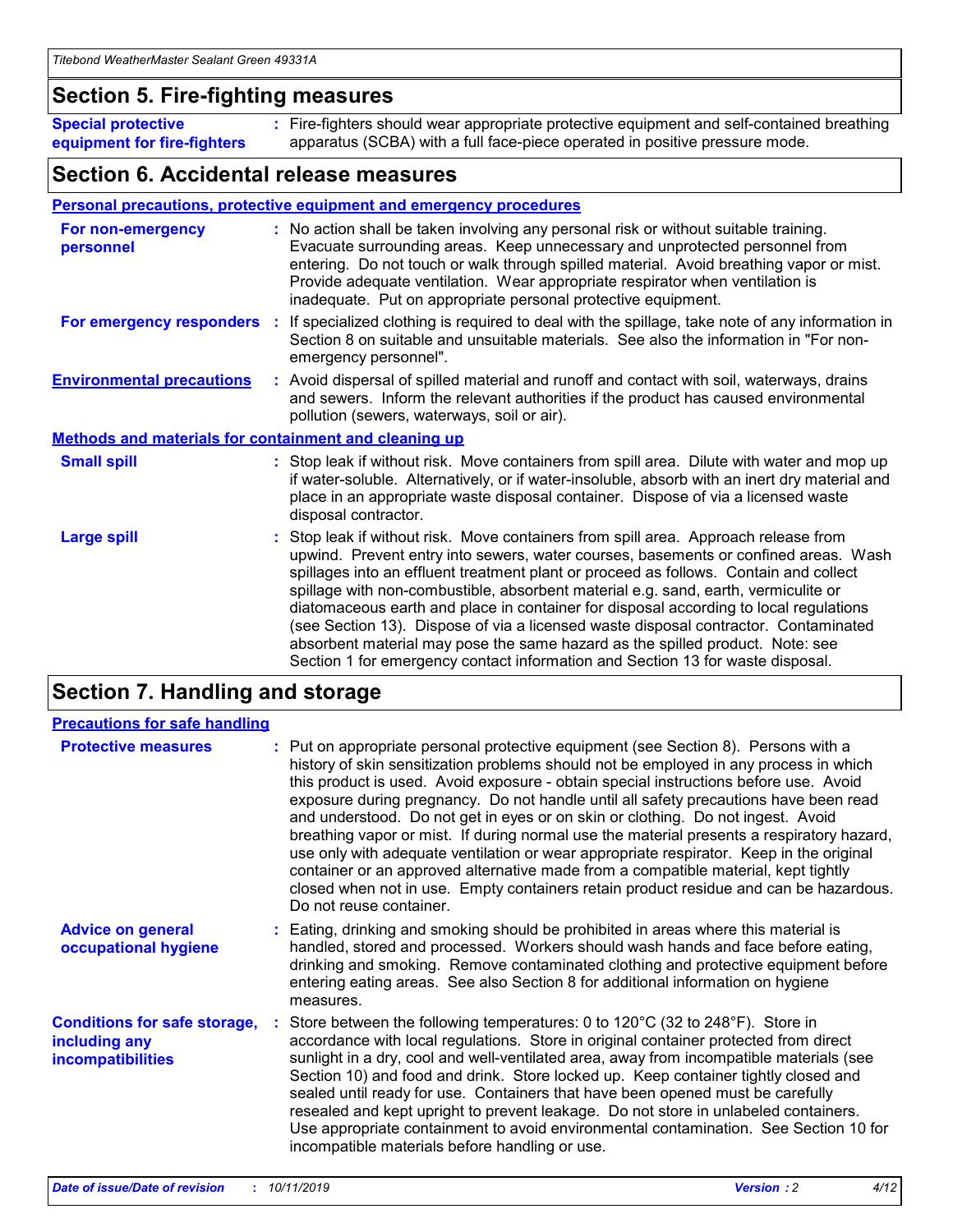## Section 5. Fire-fighting measures

**Special protective equipment for fire-fighters** : Fire-fighters should wear appropriate protective equipment and self-contained breathing apparatus (SCBA) with a full face-piece operated in positive pressure mode.

## Section 6. Accidental release measures

### Personal precautions, protective equipment and emergency procedures

**For non-emergency personnel** : No action shall be taken involving any personal risk or without suitable training. Evacuate surrounding areas. Keep unnecessary and unprotected personnel from entering. Do not touch or walk through spilled material. Avoid breathing vapor or mist. Provide adequate ventilation. Wear appropriate respirator when ventilation is inadequate. Put on appropriate personal protective equipment.

**For emergency responders** : If specialized clothing is required to deal with the spillage, take note of any information in Section 8 on suitable and unsuitable materials. See also the information in "For non-emergency personnel".

**Environmental precautions** : Avoid dispersal of spilled material and runoff and contact with soil, waterways, drains and sewers. Inform the relevant authorities if the product has caused environmental pollution (sewers, waterways, soil or air).

### Methods and materials for containment and cleaning up

**Small spill** : Stop leak if without risk. Move containers from spill area. Dilute with water and mop up if water-soluble. Alternatively, or if water-insoluble, absorb with an inert dry material and place in an appropriate waste disposal container. Dispose of via a licensed waste disposal contractor.

**Large spill** : Stop leak if without risk. Move containers from spill area. Approach release from upwind. Prevent entry into sewers, water courses, basements or confined areas. Wash spillages into an effluent treatment plant or proceed as follows. Contain and collect spillage with non-combustible, absorbent material e.g. sand, earth, vermiculite or diatomaceous earth and place in container for disposal according to local regulations (see Section 13). Dispose of via a licensed waste disposal contractor. Contaminated absorbent material may pose the same hazard as the spilled product. Note: see Section 1 for emergency contact information and Section 13 for waste disposal.

## Section 7. Handling and storage

### Precautions for safe handling

**Protective measures** : Put on appropriate personal protective equipment (see Section 8). Persons with a history of skin sensitization problems should not be employed in any process in which this product is used. Avoid exposure - obtain special instructions before use. Avoid exposure during pregnancy. Do not handle until all safety precautions have been read and understood. Do not get in eyes or on skin or clothing. Do not ingest. Avoid breathing vapor or mist. If during normal use the material presents a respiratory hazard, use only with adequate ventilation or wear appropriate respirator. Keep in the original container or an approved alternative made from a compatible material, kept tightly closed when not in use. Empty containers retain product residue and can be hazardous. Do not reuse container.

**Advice on general occupational hygiene** : Eating, drinking and smoking should be prohibited in areas where this material is handled, stored and processed. Workers should wash hands and face before eating, drinking and smoking. Remove contaminated clothing and protective equipment before entering eating areas. See also Section 8 for additional information on hygiene measures.

**Conditions for safe storage, including any incompatibilities** : Store between the following temperatures: 0 to 120°C (32 to 248°F). Store in accordance with local regulations. Store in original container protected from direct sunlight in a dry, cool and well-ventilated area, away from incompatible materials (see Section 10) and food and drink. Store locked up. Keep container tightly closed and sealed until ready for use. Containers that have been opened must be carefully resealed and kept upright to prevent leakage. Do not store in unlabeled containers. Use appropriate containment to avoid environmental contamination. See Section 10 for incompatible materials before handling or use.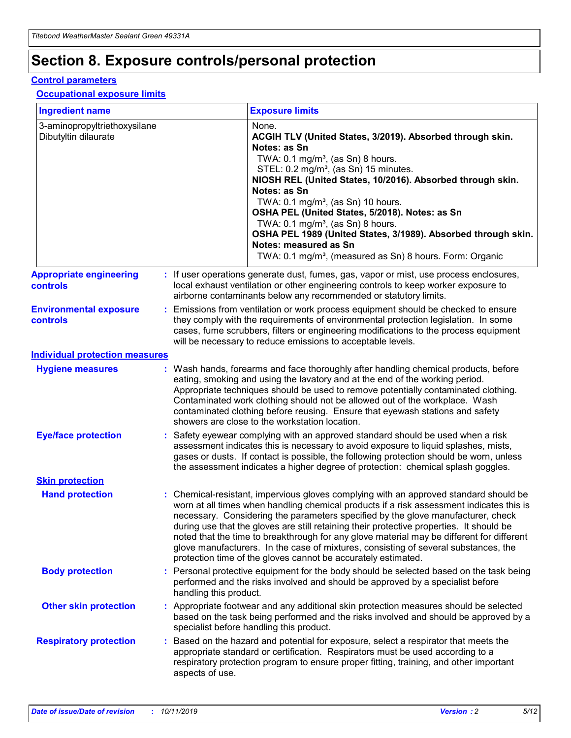# Section 8. Exposure controls/personal protection

## Control parameters

### Occupational exposure limits

| Ingredient name | Exposure limits |
|---|---|
| 3-aminopropyltriethoxysilane<br>Dibutyltin dilaurate | None.<br>**ACGIH TLV (United States, 3/2019). Absorbed through skin. Notes: as Sn**<br>TWA: 0.1 mg/m³, (as Sn) 8 hours.<br>STEL: 0.2 mg/m³, (as Sn) 15 minutes.<br>**NIOSH REL (United States, 10/2016). Absorbed through skin. Notes: as Sn**<br>TWA: 0.1 mg/m³, (as Sn) 10 hours.<br>**OSHA PEL (United States, 5/2018). Notes: as Sn**<br>TWA: 0.1 mg/m³, (as Sn) 8 hours.<br>**OSHA PEL 1989 (United States, 3/1989). Absorbed through skin. Notes: measured as Sn**<br>TWA: 0.1 mg/m³, (measured as Sn) 8 hours. Form: Organic |

**Appropriate engineering controls** : If user operations generate dust, fumes, gas, vapor or mist, use process enclosures, local exhaust ventilation or other engineering controls to keep worker exposure to airborne contaminants below any recommended or statutory limits.

**Environmental exposure controls** : Emissions from ventilation or work process equipment should be checked to ensure they comply with the requirements of environmental protection legislation. In some cases, fume scrubbers, filters or engineering modifications to the process equipment will be necessary to reduce emissions to acceptable levels.

## Individual protection measures

**Hygiene measures** : Wash hands, forearms and face thoroughly after handling chemical products, before eating, smoking and using the lavatory and at the end of the working period. Appropriate techniques should be used to remove potentially contaminated clothing. Contaminated work clothing should not be allowed out of the workplace. Wash contaminated clothing before reusing. Ensure that eyewash stations and safety showers are close to the workstation location.

**Eye/face protection** : Safety eyewear complying with an approved standard should be used when a risk assessment indicates this is necessary to avoid exposure to liquid splashes, mists, gases or dusts. If contact is possible, the following protection should be worn, unless the assessment indicates a higher degree of protection: chemical splash goggles.

### Skin protection

**Hand protection** : Chemical-resistant, impervious gloves complying with an approved standard should be worn at all times when handling chemical products if a risk assessment indicates this is necessary. Considering the parameters specified by the glove manufacturer, check during use that the gloves are still retaining their protective properties. It should be noted that the time to breakthrough for any glove material may be different for different glove manufacturers. In the case of mixtures, consisting of several substances, the protection time of the gloves cannot be accurately estimated.

**Body protection** : Personal protective equipment for the body should be selected based on the task being performed and the risks involved and should be approved by a specialist before handling this product.

**Other skin protection** : Appropriate footwear and any additional skin protection measures should be selected based on the task being performed and the risks involved and should be approved by a specialist before handling this product.

**Respiratory protection** : Based on the hazard and potential for exposure, select a respirator that meets the appropriate standard or certification. Respirators must be used according to a respiratory protection program to ensure proper fitting, training, and other important aspects of use.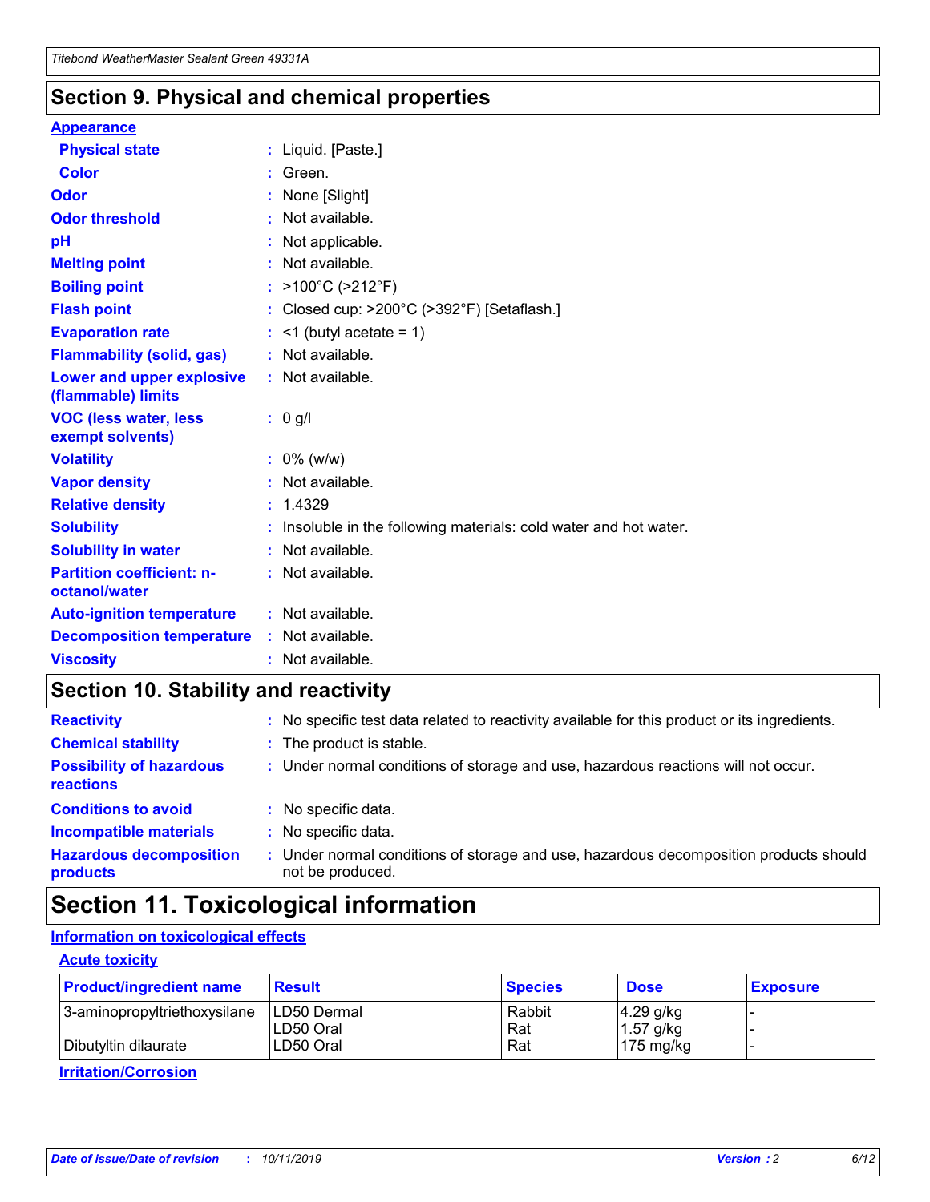## Section 9. Physical and chemical properties

### Appearance

| | | |
|---|---|---|
| **Physical state** | : | Liquid. [Paste.] |
| **Color** | : | Green. |
| **Odor** | : | None [Slight] |
| **Odor threshold** | : | Not available. |
| **pH** | : | Not applicable. |
| **Melting point** | : | Not available. |
| **Boiling point** | : | >100°C (>212°F) |
| **Flash point** | : | Closed cup: >200°C (>392°F) [Setaflash.] |
| **Evaporation rate** | : | <1 (butyl acetate = 1) |
| **Flammability (solid, gas)** | : | Not available. |
| **Lower and upper explosive (flammable) limits** | : | Not available. |
| **VOC (less water, less exempt solvents)** | : | 0 g/l |
| **Volatility** | : | 0% (w/w) |
| **Vapor density** | : | Not available. |
| **Relative density** | : | 1.4329 |
| **Solubility** | : | Insoluble in the following materials: cold water and hot water. |
| **Solubility in water** | : | Not available. |
| **Partition coefficient: n-octanol/water** | : | Not available. |
| **Auto-ignition temperature** | : | Not available. |
| **Decomposition temperature** | : | Not available. |
| **Viscosity** | : | Not available. |

## Section 10. Stability and reactivity

| | | |
|---|---|---|
| **Reactivity** | : | No specific test data related to reactivity available for this product or its ingredients. |
| **Chemical stability** | : | The product is stable. |
| **Possibility of hazardous reactions** | : | Under normal conditions of storage and use, hazardous reactions will not occur. |
| **Conditions to avoid** | : | No specific data. |
| **Incompatible materials** | : | No specific data. |
| **Hazardous decomposition products** | : | Under normal conditions of storage and use, hazardous decomposition products should not be produced. |

## Section 11. Toxicological information

### Information on toxicological effects

#### Acute toxicity

| Product/ingredient name | Result | Species | Dose | Exposure |
|---|---|---|---|---|
| 3-aminopropyltriethoxysilane | LD50 Dermal | Rabbit | 4.29 g/kg | - |
| | LD50 Oral | Rat | 1.57 g/kg | - |
| Dibutyltin dilaurate | LD50 Oral | Rat | 175 mg/kg | - |

#### Irritation/Corrosion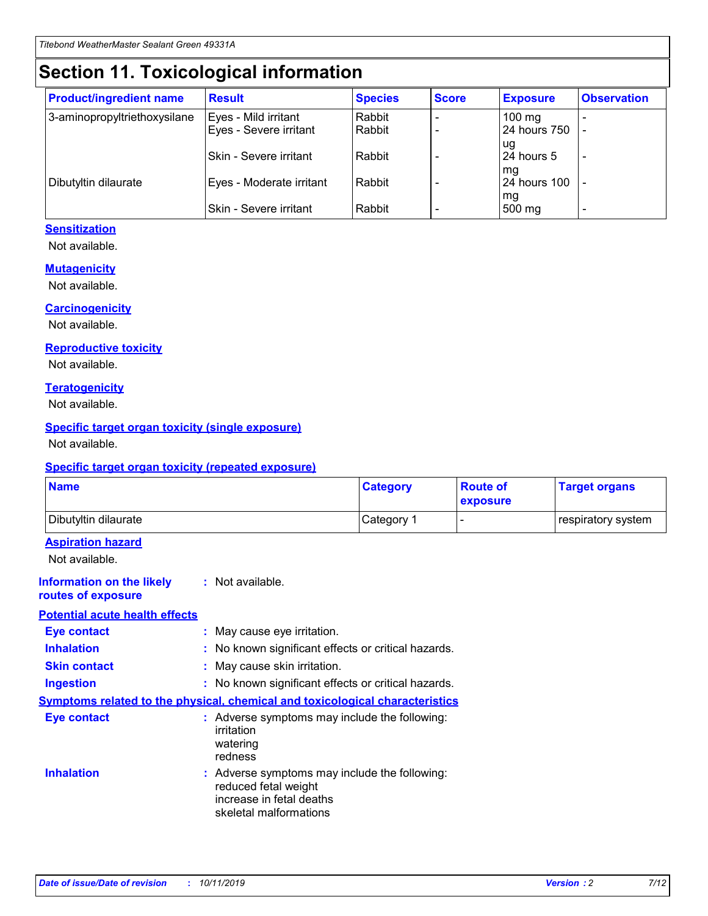# Section 11. Toxicological information

| Product/ingredient name | Result | Species | Score | Exposure | Observation |
|---|---|---|---|---|---|
| 3-aminopropyltriethoxysilane | Eyes - Mild irritant | Rabbit | - | 100 mg | - |
| | Eyes - Severe irritant | Rabbit | - | 24 hours 750 ug | - |
| | Skin - Severe irritant | Rabbit | - | 24 hours 5 mg | - |
| Dibutyltin dilaurate | Eyes - Moderate irritant | Rabbit | - | 24 hours 100 mg | - |
| | Skin - Severe irritant | Rabbit | - | 500 mg | - |

### Sensitization

Not available.

### Mutagenicity

Not available.

### Carcinogenicity

Not available.

### Reproductive toxicity

Not available.

### Teratogenicity

Not available.

### Specific target organ toxicity (single exposure)

Not available.

### Specific target organ toxicity (repeated exposure)

| Name | Category | Route of exposure | Target organs |
|---|---|---|---|
| Dibutyltin dilaurate | Category 1 | - | respiratory system |

### Aspiration hazard

Not available.

**Information on the likely routes of exposure** : Not available.

### Potential acute health effects

**Eye contact** : May cause eye irritation.

**Inhalation** : No known significant effects or critical hazards.

**Skin contact** : May cause skin irritation.

**Ingestion** : No known significant effects or critical hazards.

### Symptoms related to the physical, chemical and toxicological characteristics

**Eye contact** : Adverse symptoms may include the following:
irritation
watering
redness

**Inhalation** : Adverse symptoms may include the following:
reduced fetal weight
increase in fetal deaths
skeletal malformations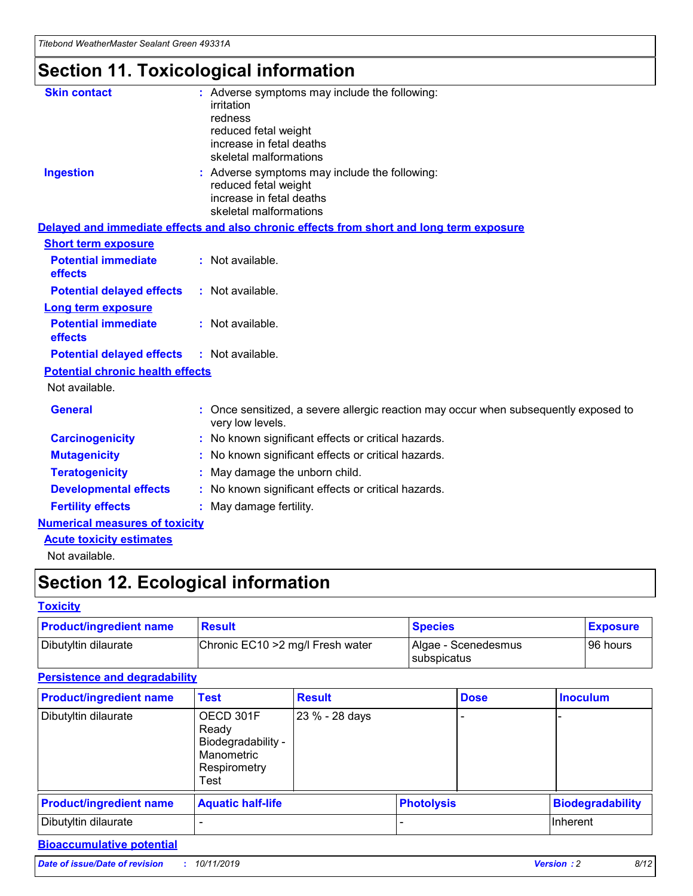# Section 11. Toxicological information

**Skin contact** : Adverse symptoms may include the following:
irritation
redness
reduced fetal weight
increase in fetal deaths
skeletal malformations

**Ingestion** : Adverse symptoms may include the following:
reduced fetal weight
increase in fetal deaths
skeletal malformations

## Delayed and immediate effects and also chronic effects from short and long term exposure

### Short term exposure

**Potential immediate effects** : Not available.

**Potential delayed effects** : Not available.

### Long term exposure

**Potential immediate effects** : Not available.

**Potential delayed effects** : Not available.

### Potential chronic health effects

Not available.

**General** : Once sensitized, a severe allergic reaction may occur when subsequently exposed to very low levels.

**Carcinogenicity** : No known significant effects or critical hazards.

**Mutagenicity** : No known significant effects or critical hazards.

**Teratogenicity** : May damage the unborn child.

**Developmental effects** : No known significant effects or critical hazards.

**Fertility effects** : May damage fertility.

## Numerical measures of toxicity

### Acute toxicity estimates

Not available.

# Section 12. Ecological information

## Toxicity

| Product/ingredient name | Result | Species | Exposure |
|---|---|---|---|
| Dibutyltin dilaurate | Chronic EC10 >2 mg/l Fresh water | Algae - Scenedesmus subspicatus | 96 hours |

## Persistence and degradability

| Product/ingredient name | Test | Result | Dose | Inoculum |
|---|---|---|---|---|
| Dibutyltin dilaurate | OECD 301F Ready Biodegradability - Manometric Respirometry Test | 23 % - 28 days | - | - |

| Product/ingredient name | Aquatic half-life | Photolysis | Biodegradability |
|---|---|---|---|
| Dibutyltin dilaurate | - | - | Inherent |

## Bioaccumulative potential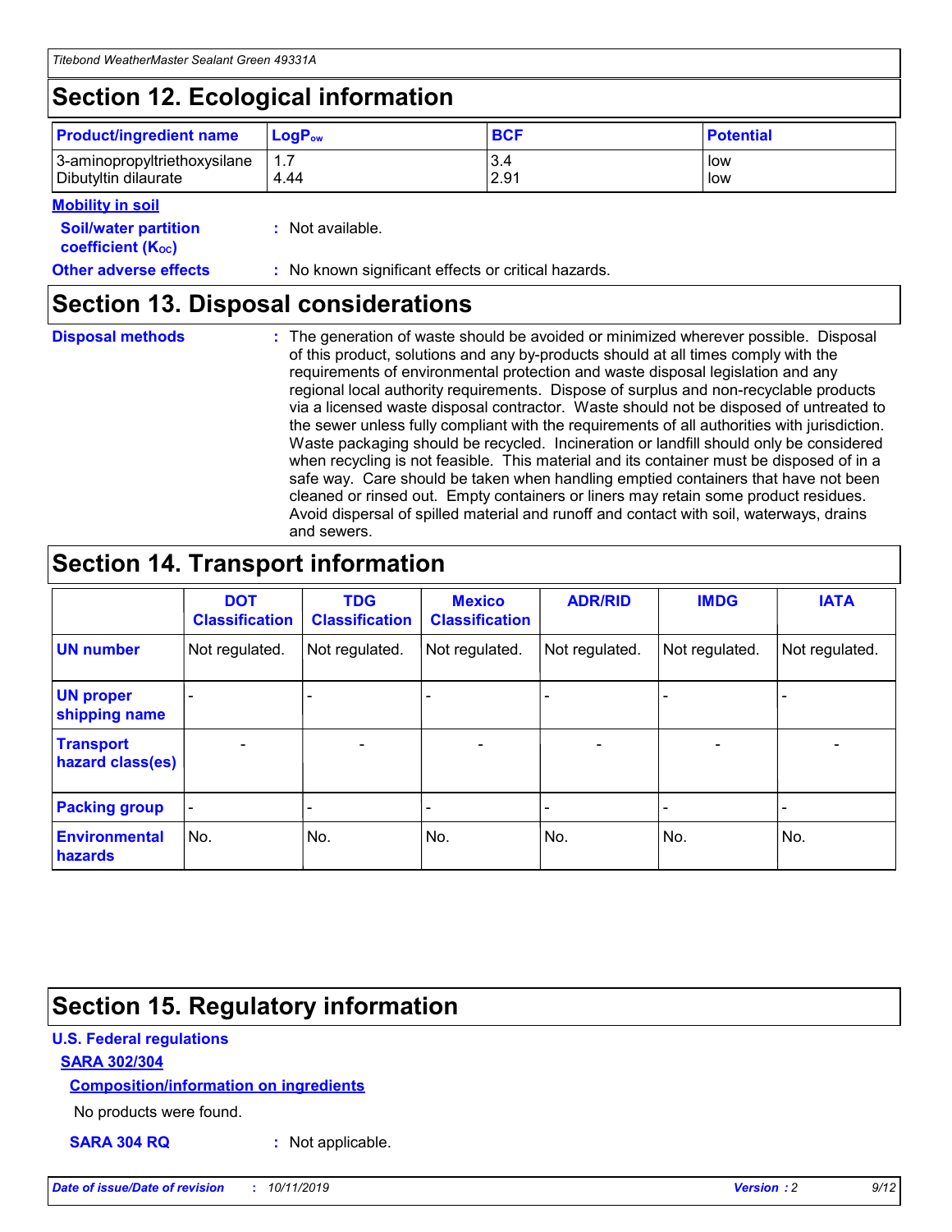# Section 12. Ecological information

| Product/ingredient name | $LogP_{ow}$ | BCF | Potential |
|---|---|---|---|
| 3-aminopropyltriethoxysilane | 1.7 | 3.4 | low |
| Dibutyltin dilaurate | 4.44 | 2.91 | low |

**Mobility in soil**

**Soil/water partition coefficient ($K_{OC}$)** : Not available.

**Other adverse effects** : No known significant effects or critical hazards.

# Section 13. Disposal considerations

**Disposal methods** : The generation of waste should be avoided or minimized wherever possible. Disposal of this product, solutions and any by-products should at all times comply with the requirements of environmental protection and waste disposal legislation and any regional local authority requirements. Dispose of surplus and non-recyclable products via a licensed waste disposal contractor. Waste should not be disposed of untreated to the sewer unless fully compliant with the requirements of all authorities with jurisdiction. Waste packaging should be recycled. Incineration or landfill should only be considered when recycling is not feasible. This material and its container must be disposed of in a safe way. Care should be taken when handling emptied containers that have not been cleaned or rinsed out. Empty containers or liners may retain some product residues. Avoid dispersal of spilled material and runoff and contact with soil, waterways, drains and sewers.

# Section 14. Transport information

| | DOT Classification | TDG Classification | Mexico Classification | ADR/RID | IMDG | IATA |
|---|---|---|---|---|---|---|
| UN number | Not regulated. | Not regulated. | Not regulated. | Not regulated. | Not regulated. | Not regulated. |
| UN proper shipping name | - | - | - | - | - | - |
| Transport hazard class(es) | - | - | - | - | - | - |
| Packing group | - | - | - | - | - | - |
| Environmental hazards | No. | No. | No. | No. | No. | No. |

# Section 15. Regulatory information

**U.S. Federal regulations**

**SARA 302/304**

**Composition/information on ingredients**

No products were found.

**SARA 304 RQ** : Not applicable.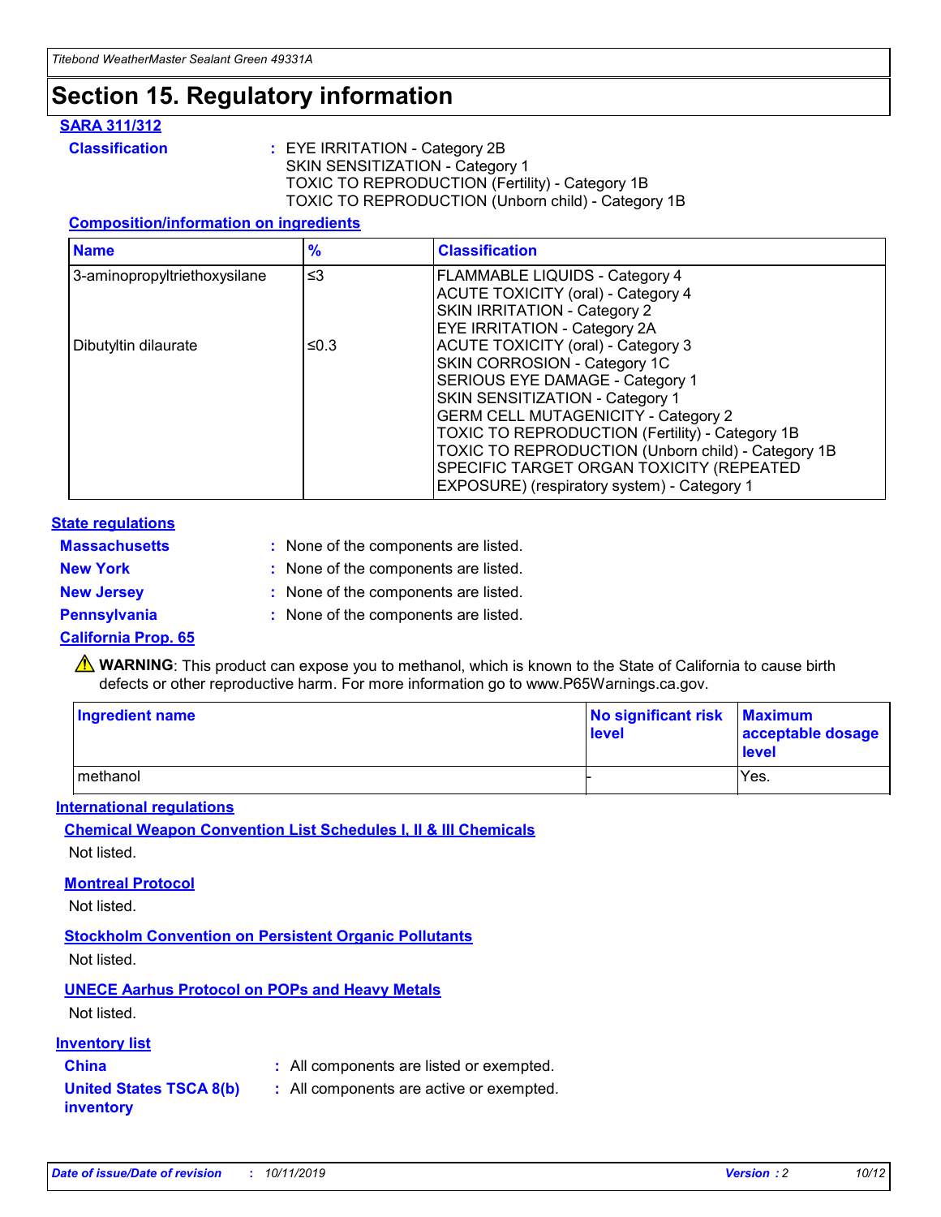# Section 15. Regulatory information

## SARA 311/312

**Classification** : EYE IRRITATION - Category 2B
SKIN SENSITIZATION - Category 1
TOXIC TO REPRODUCTION (Fertility) - Category 1B
TOXIC TO REPRODUCTION (Unborn child) - Category 1B

### Composition/information on ingredients

| Name | % | Classification |
|---|---|---|
| 3-aminopropyltriethoxysilane | ≤3 | FLAMMABLE LIQUIDS - Category 4<br>ACUTE TOXICITY (oral) - Category 4<br>SKIN IRRITATION - Category 2<br>EYE IRRITATION - Category 2A |
| Dibutyltin dilaurate | ≤0.3 | ACUTE TOXICITY (oral) - Category 3<br>SKIN CORROSION - Category 1C<br>SERIOUS EYE DAMAGE - Category 1<br>SKIN SENSITIZATION - Category 1<br>GERM CELL MUTAGENICITY - Category 2<br>TOXIC TO REPRODUCTION (Fertility) - Category 1B<br>TOXIC TO REPRODUCTION (Unborn child) - Category 1B<br>SPECIFIC TARGET ORGAN TOXICITY (REPEATED EXPOSURE) (respiratory system) - Category 1 |

## State regulations

**Massachusetts** : None of the components are listed.

**New York** : None of the components are listed.

**New Jersey** : None of the components are listed.

**Pennsylvania** : None of the components are listed.

## California Prop. 65

⚠ **WARNING**: This product can expose you to methanol, which is known to the State of California to cause birth defects or other reproductive harm. For more information go to www.P65Warnings.ca.gov.

| Ingredient name | No significant risk level | Maximum acceptable dosage level |
|---|---|---|
| methanol | - | Yes. |

## International regulations

### Chemical Weapon Convention List Schedules I, II & III Chemicals

Not listed.

### Montreal Protocol

Not listed.

### Stockholm Convention on Persistent Organic Pollutants

Not listed.

### UNECE Aarhus Protocol on POPs and Heavy Metals

Not listed.

## Inventory list

**China** : All components are listed or exempted.

**United States TSCA 8(b) inventory** : All components are active or exempted.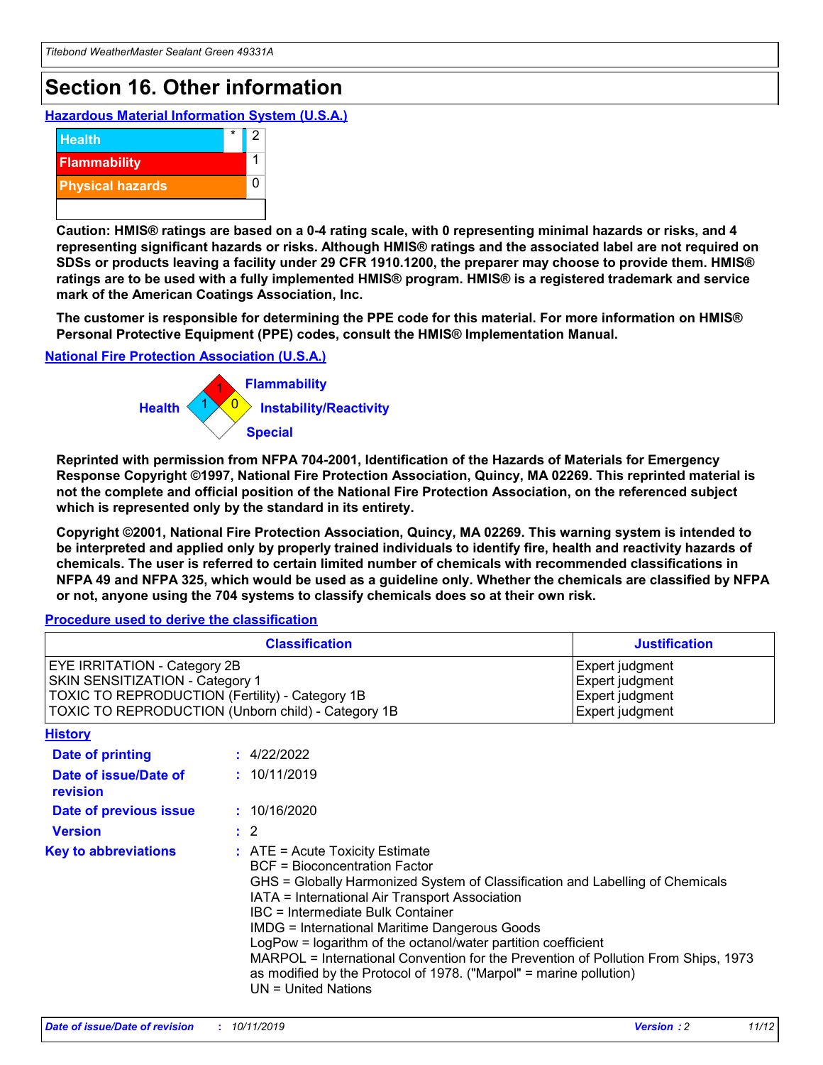# Section 16. Other information

### Hazardous Material Information System (U.S.A.)

| | | |
|---|---|---|
| Health | * | 2 |
| Flammability | | 1 |
| Physical hazards | | 0 |

**Caution: HMIS® ratings are based on a 0-4 rating scale, with 0 representing minimal hazards or risks, and 4 representing significant hazards or risks. Although HMIS® ratings and the associated label are not required on SDSs or products leaving a facility under 29 CFR 1910.1200, the preparer may choose to provide them. HMIS® ratings are to be used with a fully implemented HMIS® program. HMIS® is a registered trademark and service mark of the American Coatings Association, Inc.**

**The customer is responsible for determining the PPE code for this material. For more information on HMIS® Personal Protective Equipment (PPE) codes, consult the HMIS® Implementation Manual.**

### National Fire Protection Association (U.S.A.)

Flammability: 1
Health: 1
Instability/Reactivity: 0
Special:

**Reprinted with permission from NFPA 704-2001, Identification of the Hazards of Materials for Emergency Response Copyright ©1997, National Fire Protection Association, Quincy, MA 02269. This reprinted material is not the complete and official position of the National Fire Protection Association, on the referenced subject which is represented only by the standard in its entirety.**

**Copyright ©2001, National Fire Protection Association, Quincy, MA 02269. This warning system is intended to be interpreted and applied only by properly trained individuals to identify fire, health and reactivity hazards of chemicals. The user is referred to certain limited number of chemicals with recommended classifications in NFPA 49 and NFPA 325, which would be used as a guideline only. Whether the chemicals are classified by NFPA or not, anyone using the 704 systems to classify chemicals does so at their own risk.**

### Procedure used to derive the classification

| Classification | Justification |
|---|---|
| EYE IRRITATION - Category 2B | Expert judgment |
| SKIN SENSITIZATION - Category 1 | Expert judgment |
| TOXIC TO REPRODUCTION (Fertility) - Category 1B | Expert judgment |
| TOXIC TO REPRODUCTION (Unborn child) - Category 1B | Expert judgment |

### History

**Date of printing** : 4/22/2022

**Date of issue/Date of revision** : 10/11/2019

**Date of previous issue** : 10/16/2020

**Version** : 2

**Key to abbreviations** :
ATE = Acute Toxicity Estimate
BCF = Bioconcentration Factor
GHS = Globally Harmonized System of Classification and Labelling of Chemicals
IATA = International Air Transport Association
IBC = Intermediate Bulk Container
IMDG = International Maritime Dangerous Goods
LogPow = logarithm of the octanol/water partition coefficient
MARPOL = International Convention for the Prevention of Pollution From Ships, 1973 as modified by the Protocol of 1978. ("Marpol" = marine pollution)
UN = United Nations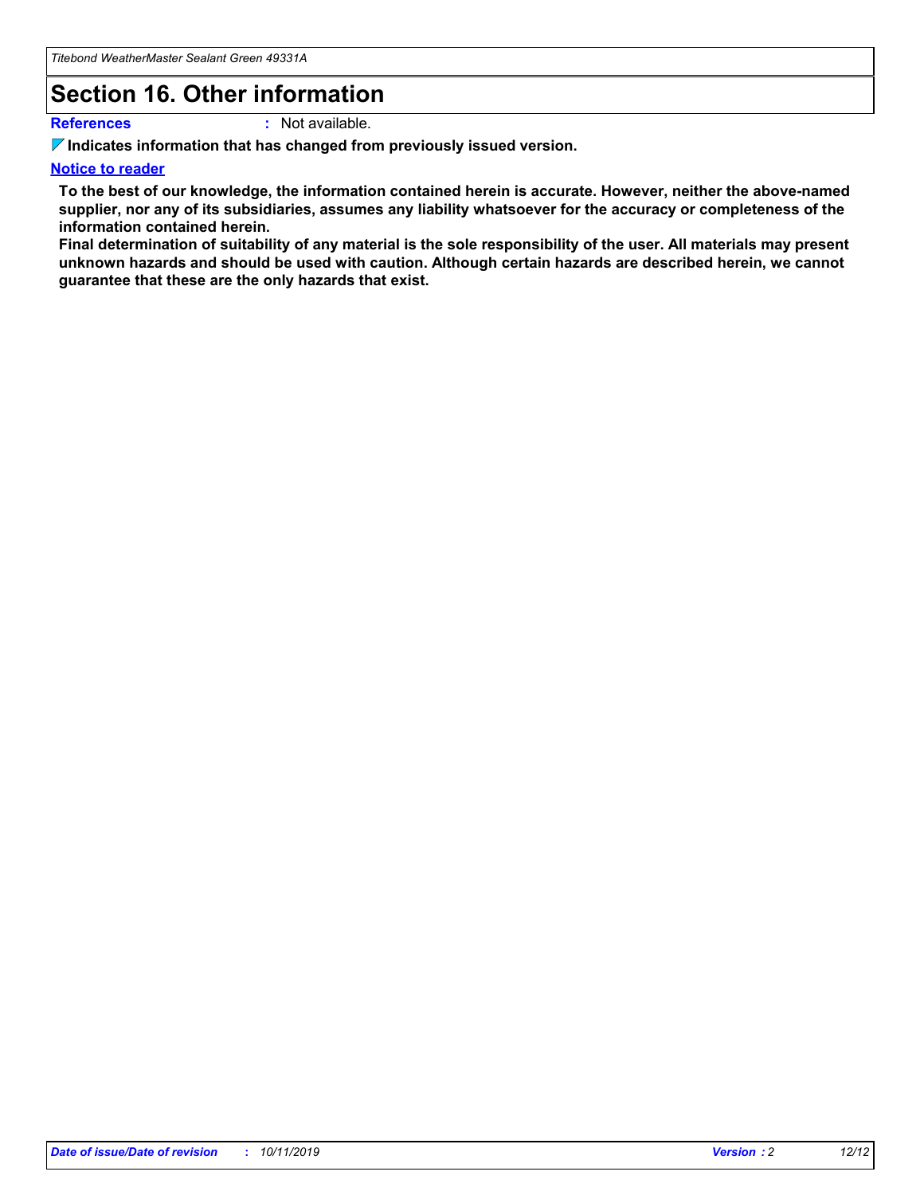# Section 16. Other information

**References** : Not available.

**Indicates information that has changed from previously issued version.**

**Notice to reader**

**To the best of our knowledge, the information contained herein is accurate. However, neither the above-named supplier, nor any of its subsidiaries, assumes any liability whatsoever for the accuracy or completeness of the information contained herein.**

**Final determination of suitability of any material is the sole responsibility of the user. All materials may present unknown hazards and should be used with caution. Although certain hazards are described herein, we cannot guarantee that these are the only hazards that exist.**